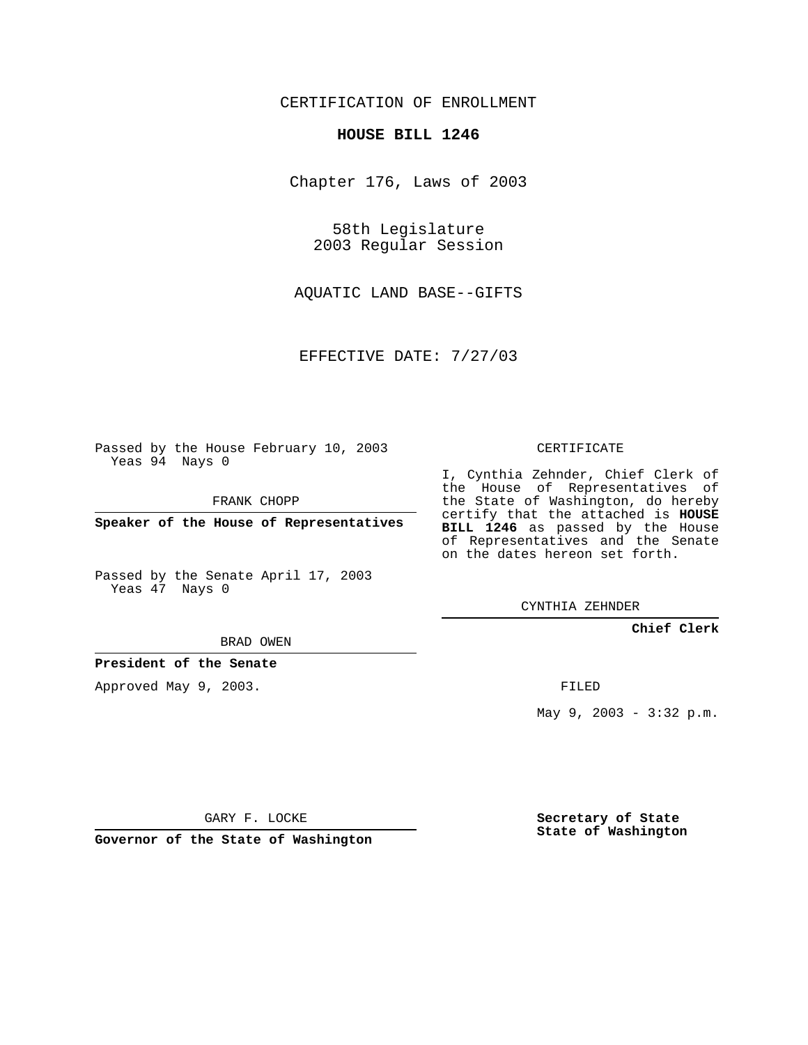CERTIFICATION OF ENROLLMENT

**HOUSE BILL 1246**

Chapter 176, Laws of 2003

58th Legislature
2003 Regular Session

AQUATIC LAND BASE--GIFTS

EFFECTIVE DATE: 7/27/03

Passed by the House February 10, 2003
Yeas 94 Nays 0

FRANK CHOPP

**Speaker of the House of Representatives**

Passed by the Senate April 17, 2003
Yeas 47 Nays 0

BRAD OWEN

**President of the Senate**

Approved May 9, 2003.

GARY F. LOCKE

**Governor of the State of Washington**

CERTIFICATE

I, Cynthia Zehnder, Chief Clerk of the House of Representatives of the State of Washington, do hereby certify that the attached is **HOUSE BILL 1246** as passed by the House of Representatives and the Senate on the dates hereon set forth.

CYNTHIA ZEHNDER

**Chief Clerk**

FILED

May 9, 2003 - 3:32 p.m.

**Secretary of State**
**State of Washington**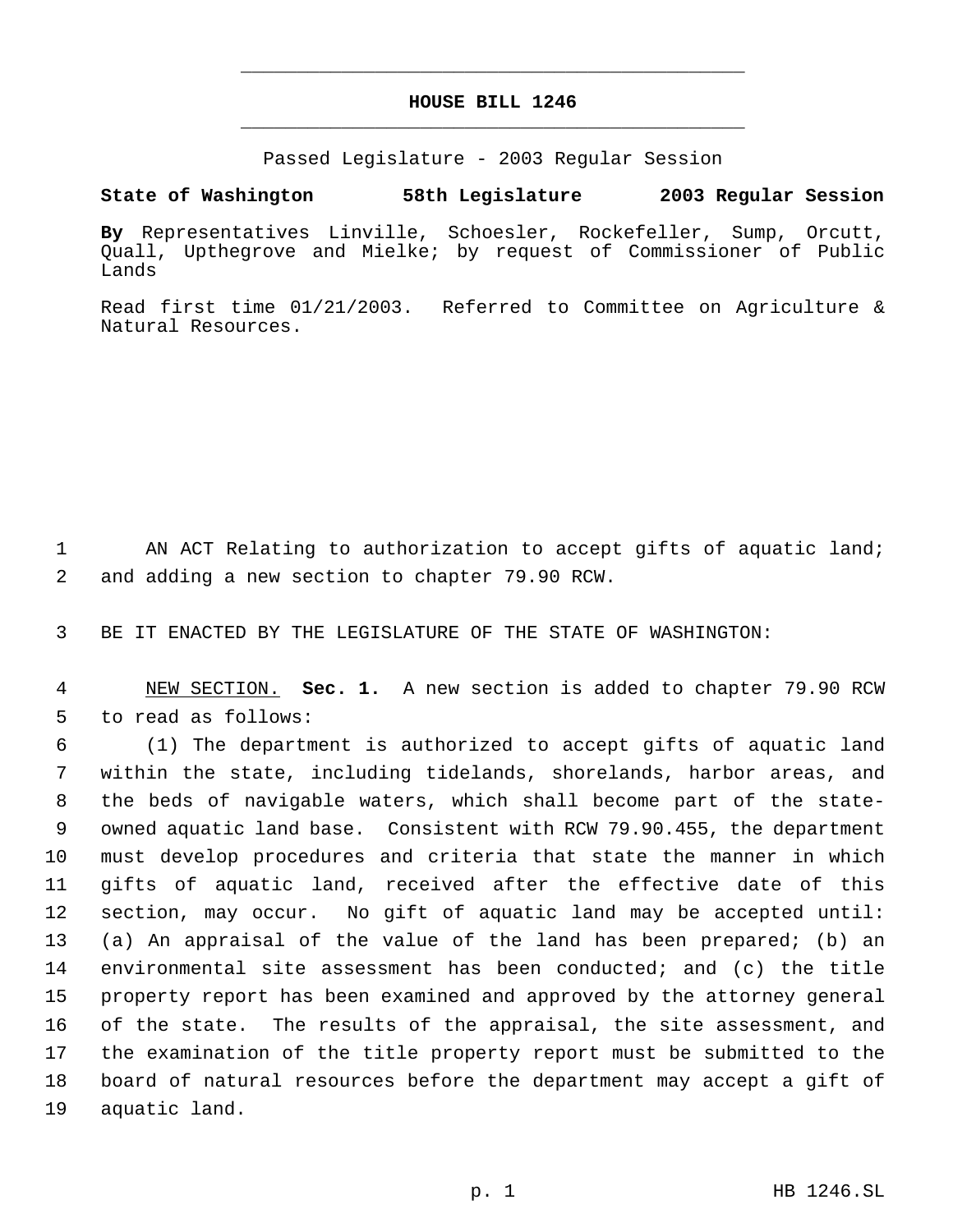# HOUSE BILL 1246

Passed Legislature - 2003 Regular Session

**State of Washington 58th Legislature 2003 Regular Session**

**By** Representatives Linville, Schoesler, Rockefeller, Sump, Orcutt, Quall, Upthegrove and Mielke; by request of Commissioner of Public Lands

Read first time 01/21/2003. Referred to Committee on Agriculture & Natural Resources.

AN ACT Relating to authorization to accept gifts of aquatic land; and adding a new section to chapter 79.90 RCW.

BE IT ENACTED BY THE LEGISLATURE OF THE STATE OF WASHINGTON:

NEW SECTION. **Sec. 1.** A new section is added to chapter 79.90 RCW to read as follows:

(1) The department is authorized to accept gifts of aquatic land within the state, including tidelands, shorelands, harbor areas, and the beds of navigable waters, which shall become part of the state-owned aquatic land base. Consistent with RCW 79.90.455, the department must develop procedures and criteria that state the manner in which gifts of aquatic land, received after the effective date of this section, may occur. No gift of aquatic land may be accepted until: (a) An appraisal of the value of the land has been prepared; (b) an environmental site assessment has been conducted; and (c) the title property report has been examined and approved by the attorney general of the state. The results of the appraisal, the site assessment, and the examination of the title property report must be submitted to the board of natural resources before the department may accept a gift of aquatic land.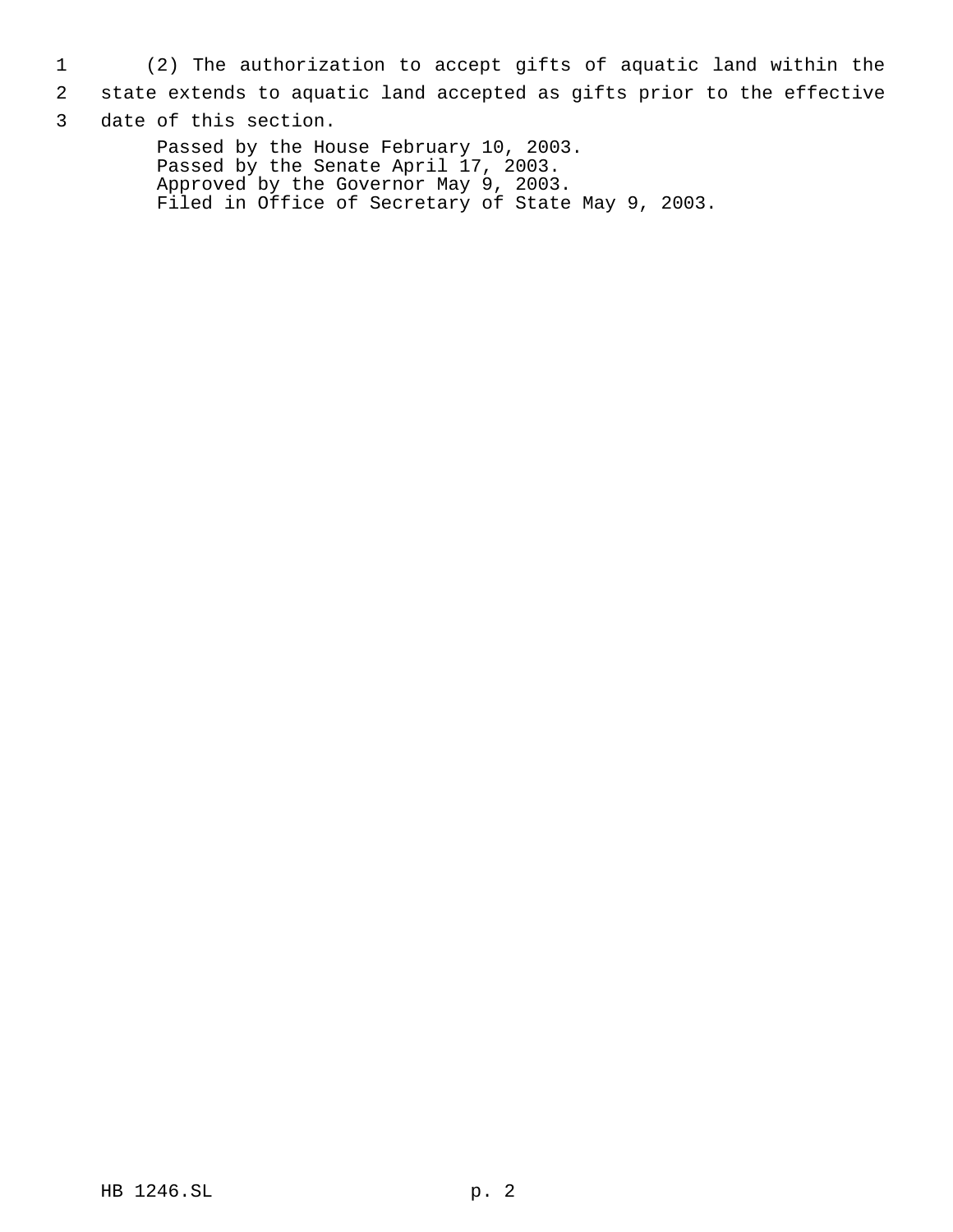(2) The authorization to accept gifts of aquatic land within the state extends to aquatic land accepted as gifts prior to the effective date of this section.

Passed by the House February 10, 2003.
Passed by the Senate April 17, 2003.
Approved by the Governor May 9, 2003.
Filed in Office of Secretary of State May 9, 2003.